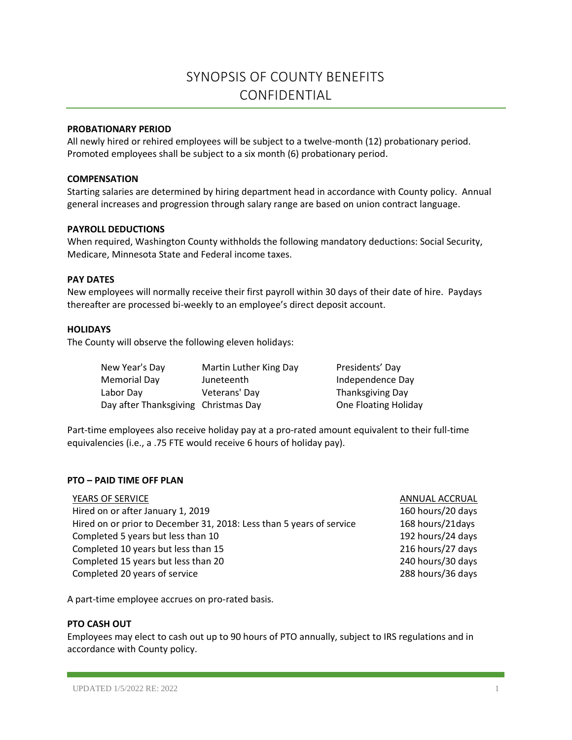# SYNOPSIS OF COUNTY BENEFITS
# CONFIDENTIAL

**PROBATIONARY PERIOD**

All newly hired or rehired employees will be subject to a twelve-month (12) probationary period. Promoted employees shall be subject to a six month (6) probationary period.

**COMPENSATION**

Starting salaries are determined by hiring department head in accordance with County policy. Annual general increases and progression through salary range are based on union contract language.

**PAYROLL DEDUCTIONS**

When required, Washington County withholds the following mandatory deductions: Social Security, Medicare, Minnesota State and Federal income taxes.

**PAY DATES**

New employees will normally receive their first payroll within 30 days of their date of hire. Paydays thereafter are processed bi-weekly to an employee's direct deposit account.

**HOLIDAYS**

The County will observe the following eleven holidays:

| | | |
|---|---|---|
| New Year's Day | Martin Luther King Day | Presidents' Day |
| Memorial Day | Juneteenth | Independence Day |
| Labor Day | Veterans' Day | Thanksgiving Day |
| Day after Thanksgiving | Christmas Day | One Floating Holiday |

Part-time employees also receive holiday pay at a pro-rated amount equivalent to their full-time equivalencies (i.e., a .75 FTE would receive 6 hours of holiday pay).

**PTO – PAID TIME OFF PLAN**

| YEARS OF SERVICE | ANNUAL ACCRUAL |
|---|---|
| Hired on or after January 1, 2019 | 160 hours/20 days |
| Hired on or prior to December 31, 2018: Less than 5 years of service | 168 hours/21days |
| Completed 5 years but less than 10 | 192 hours/24 days |
| Completed 10 years but less than 15 | 216 hours/27 days |
| Completed 15 years but less than 20 | 240 hours/30 days |
| Completed 20 years of service | 288 hours/36 days |

A part-time employee accrues on pro-rated basis.

**PTO CASH OUT**

Employees may elect to cash out up to 90 hours of PTO annually, subject to IRS regulations and in accordance with County policy.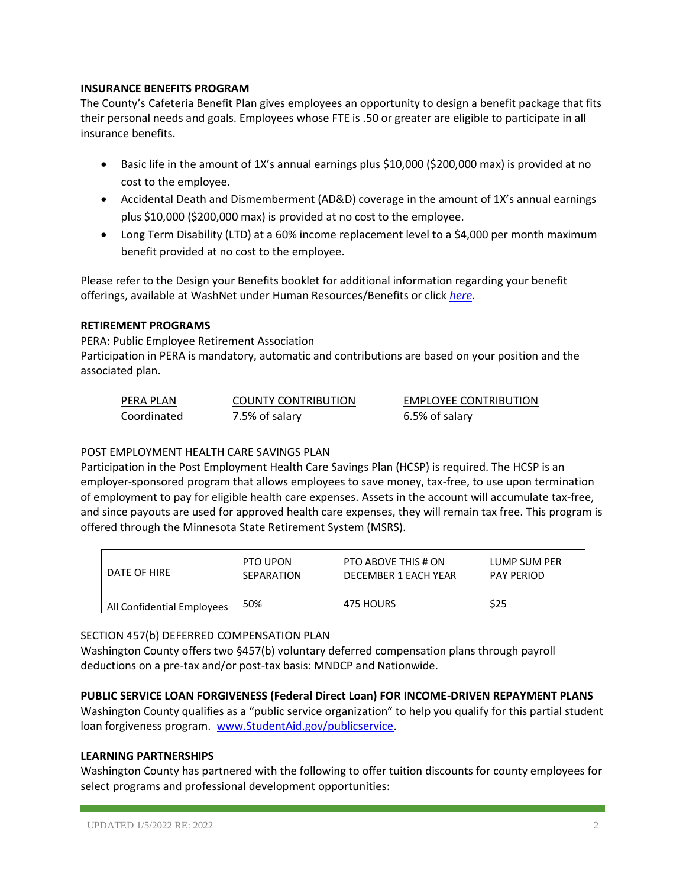**INSURANCE BENEFITS PROGRAM**

The County's Cafeteria Benefit Plan gives employees an opportunity to design a benefit package that fits their personal needs and goals. Employees whose FTE is .50 or greater are eligible to participate in all insurance benefits.

- Basic life in the amount of 1X's annual earnings plus $10,000 ($200,000 max) is provided at no cost to the employee.
- Accidental Death and Dismemberment (AD&D) coverage in the amount of 1X's annual earnings plus $10,000 ($200,000 max) is provided at no cost to the employee.
- Long Term Disability (LTD) at a 60% income replacement level to a $4,000 per month maximum benefit provided at no cost to the employee.

Please refer to the Design your Benefits booklet for additional information regarding your benefit offerings, available at WashNet under Human Resources/Benefits or click *here*.

**RETIREMENT PROGRAMS**

PERA: Public Employee Retirement Association

Participation in PERA is mandatory, automatic and contributions are based on your position and the associated plan.

| PERA PLAN | COUNTY CONTRIBUTION | EMPLOYEE CONTRIBUTION |
|---|---|---|
| Coordinated | 7.5% of salary | 6.5% of salary |

POST EMPLOYMENT HEALTH CARE SAVINGS PLAN

Participation in the Post Employment Health Care Savings Plan (HCSP) is required. The HCSP is an employer-sponsored program that allows employees to save money, tax-free, to use upon termination of employment to pay for eligible health care expenses. Assets in the account will accumulate tax-free, and since payouts are used for approved health care expenses, they will remain tax free. This program is offered through the Minnesota State Retirement System (MSRS).

| DATE OF HIRE | PTO UPON SEPARATION | PTO ABOVE THIS # ON DECEMBER 1 EACH YEAR | LUMP SUM PER PAY PERIOD |
|---|---|---|---|
| All Confidential Employees | 50% | 475 HOURS | $25 |

SECTION 457(b) DEFERRED COMPENSATION PLAN

Washington County offers two §457(b) voluntary deferred compensation plans through payroll deductions on a pre-tax and/or post-tax basis: MNDCP and Nationwide.

**PUBLIC SERVICE LOAN FORGIVENESS (Federal Direct Loan) FOR INCOME-DRIVEN REPAYMENT PLANS**

Washington County qualifies as a "public service organization" to help you qualify for this partial student loan forgiveness program. www.StudentAid.gov/publicservice.

**LEARNING PARTNERSHIPS**

Washington County has partnered with the following to offer tuition discounts for county employees for select programs and professional development opportunities: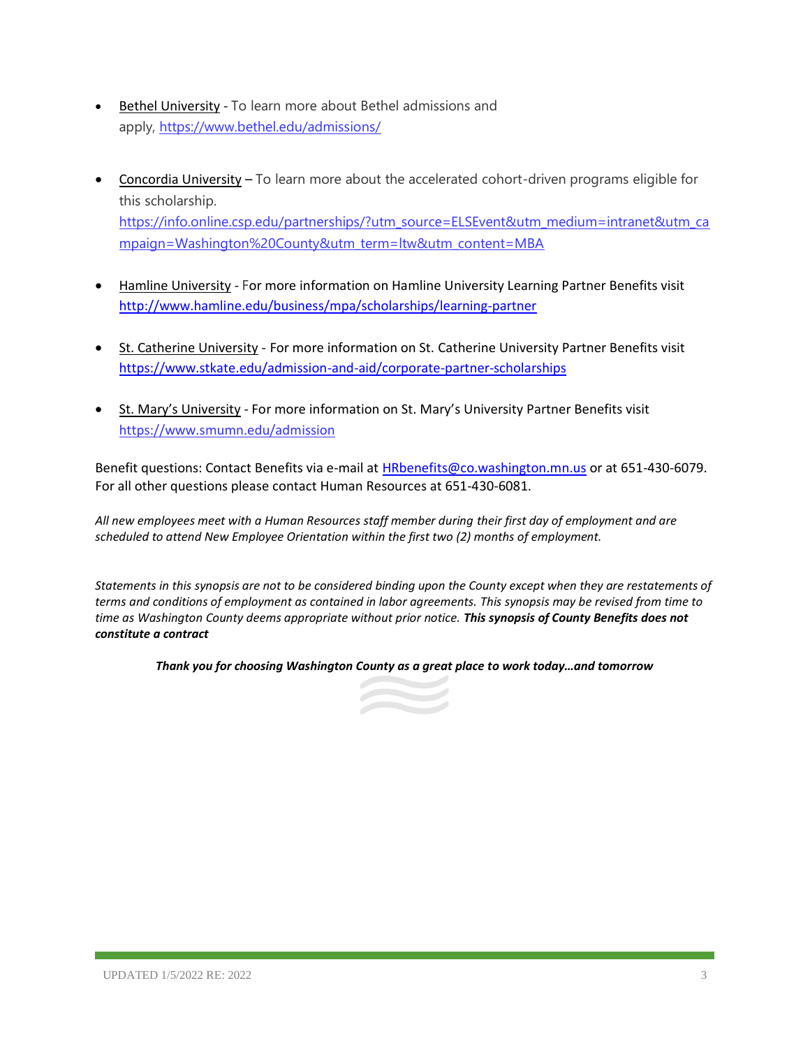- Bethel University - To learn more about Bethel admissions and apply, https://www.bethel.edu/admissions/

- Concordia University – To learn more about the accelerated cohort-driven programs eligible for this scholarship. https://info.online.csp.edu/partnerships/?utm_source=ELSEvent&utm_medium=intranet&utm_campaign=Washington%20County&utm_term=ltw&utm_content=MBA

- Hamline University - For more information on Hamline University Learning Partner Benefits visit http://www.hamline.edu/business/mpa/scholarships/learning-partner

- St. Catherine University - For more information on St. Catherine University Partner Benefits visit https://www.stkate.edu/admission-and-aid/corporate-partner-scholarships

- St. Mary's University - For more information on St. Mary's University Partner Benefits visit https://www.smumn.edu/admission

Benefit questions: Contact Benefits via e-mail at HRbenefits@co.washington.mn.us or at 651-430-6079. For all other questions please contact Human Resources at 651-430-6081.

*All new employees meet with a Human Resources staff member during their first day of employment and are scheduled to attend New Employee Orientation within the first two (2) months of employment.*

*Statements in this synopsis are not to be considered binding upon the County except when they are restatements of terms and conditions of employment as contained in labor agreements. This synopsis may be revised from time to time as Washington County deems appropriate without prior notice.* ***This synopsis of County Benefits does not constitute a contract***

***Thank you for choosing Washington County as a great place to work today…and tomorrow***

UPDATED 1/5/2022 RE: 2022